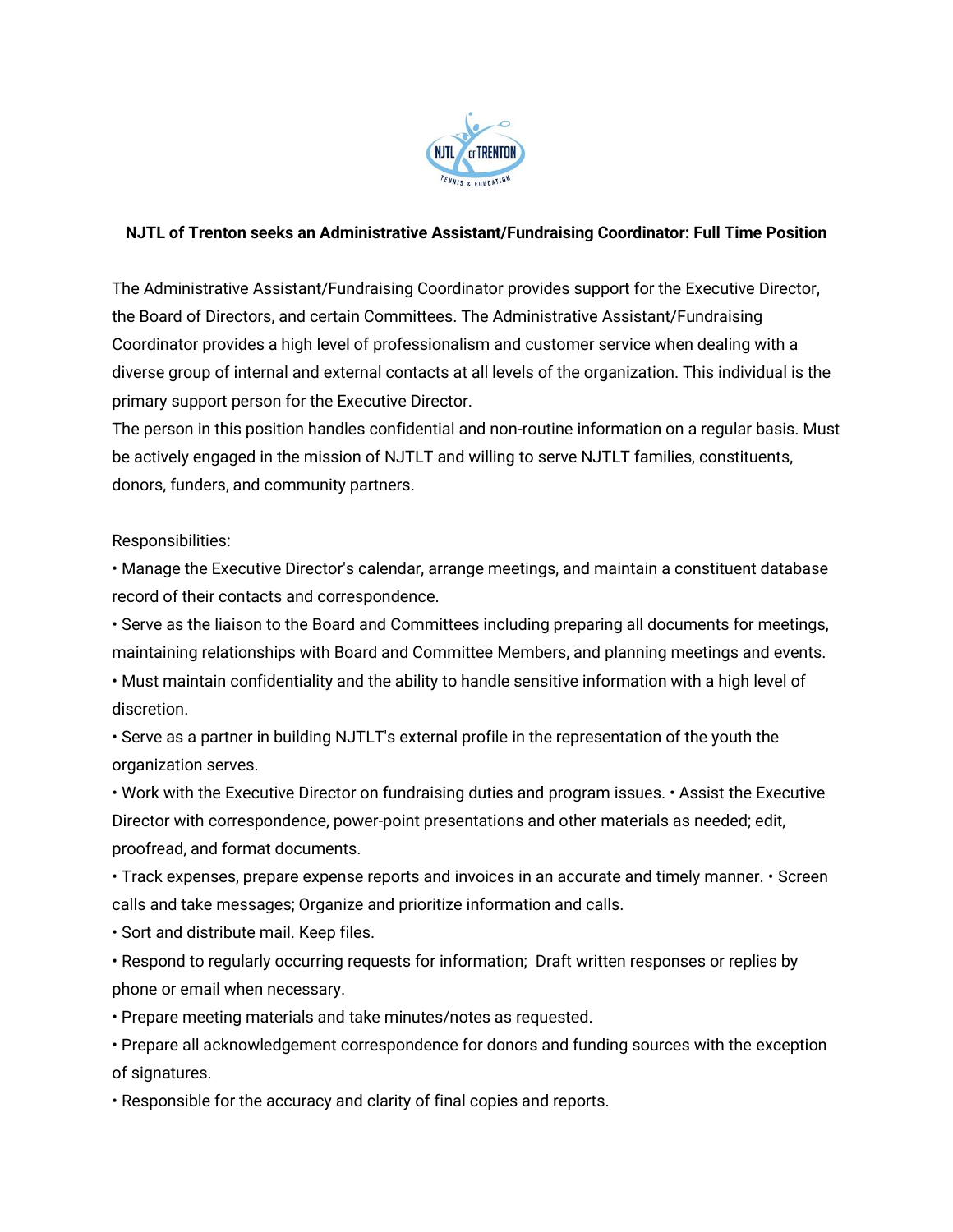**NJTL of Trenton seeks an Administrative Assistant/Fundraising Coordinator: Full Time Position**

The Administrative Assistant/Fundraising Coordinator provides support for the Executive Director, the Board of Directors, and certain Committees. The Administrative Assistant/Fundraising Coordinator provides a high level of professionalism and customer service when dealing with a diverse group of internal and external contacts at all levels of the organization. This individual is the primary support person for the Executive Director.
The person in this position handles confidential and non-routine information on a regular basis. Must be actively engaged in the mission of NJTLT and willing to serve NJTLT families, constituents, donors, funders, and community partners.

Responsibilities:

• Manage the Executive Director's calendar, arrange meetings, and maintain a constituent database record of their contacts and correspondence.

• Serve as the liaison to the Board and Committees including preparing all documents for meetings, maintaining relationships with Board and Committee Members, and planning meetings and events.

• Must maintain confidentiality and the ability to handle sensitive information with a high level of discretion.

• Serve as a partner in building NJTLT's external profile in the representation of the youth the organization serves.

• Work with the Executive Director on fundraising duties and program issues. • Assist the Executive Director with correspondence, power-point presentations and other materials as needed; edit, proofread, and format documents.

• Track expenses, prepare expense reports and invoices in an accurate and timely manner. • Screen calls and take messages; Organize and prioritize information and calls.

• Sort and distribute mail. Keep files.

• Respond to regularly occurring requests for information; Draft written responses or replies by phone or email when necessary.

• Prepare meeting materials and take minutes/notes as requested.

• Prepare all acknowledgement correspondence for donors and funding sources with the exception of signatures.

• Responsible for the accuracy and clarity of final copies and reports.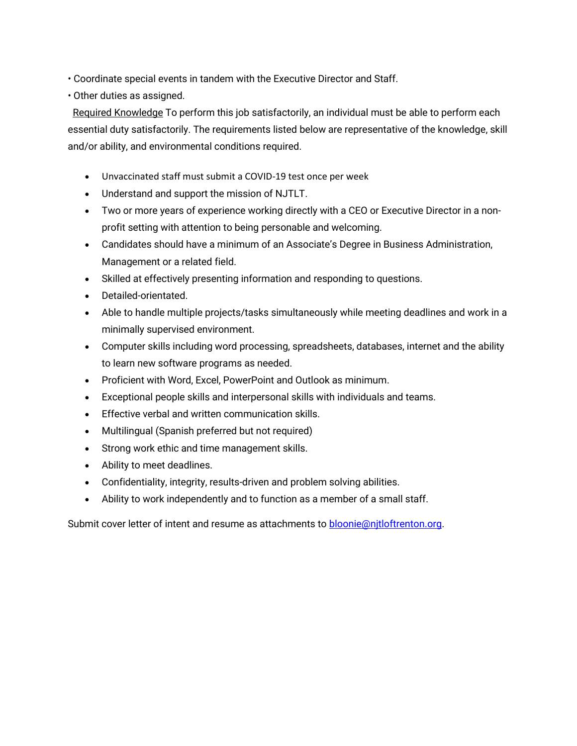• Coordinate special events in tandem with the Executive Director and Staff.

• Other duties as assigned.

Required Knowledge To perform this job satisfactorily, an individual must be able to perform each essential duty satisfactorily. The requirements listed below are representative of the knowledge, skill and/or ability, and environmental conditions required.

- Unvaccinated staff must submit a COVID-19 test once per week
- Understand and support the mission of NJTLT.
- Two or more years of experience working directly with a CEO or Executive Director in a non-profit setting with attention to being personable and welcoming.
- Candidates should have a minimum of an Associate's Degree in Business Administration, Management or a related field.
- Skilled at effectively presenting information and responding to questions.
- Detailed-orientated.
- Able to handle multiple projects/tasks simultaneously while meeting deadlines and work in a minimally supervised environment.
- Computer skills including word processing, spreadsheets, databases, internet and the ability to learn new software programs as needed.
- Proficient with Word, Excel, PowerPoint and Outlook as minimum.
- Exceptional people skills and interpersonal skills with individuals and teams.
- Effective verbal and written communication skills.
- Multilingual (Spanish preferred but not required)
- Strong work ethic and time management skills.
- Ability to meet deadlines.
- Confidentiality, integrity, results-driven and problem solving abilities.
- Ability to work independently and to function as a member of a small staff.

Submit cover letter of intent and resume as attachments to bloonie@njtloftrenton.org.